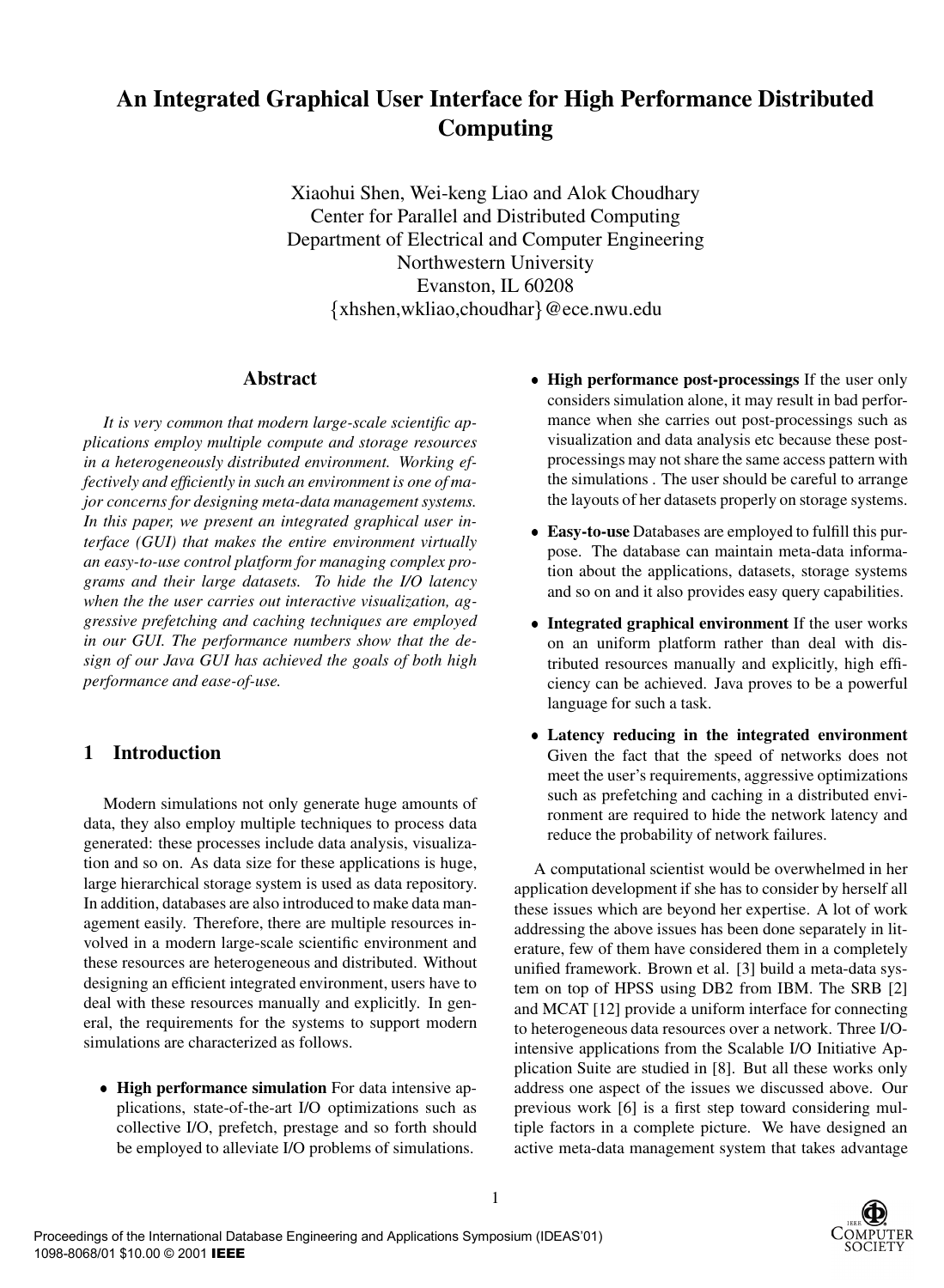# An Integrated Graphical User Interface for High Performance Distributed Computing

Xiaohui Shen, Wei-keng Liao and Alok Choudhary
Center for Parallel and Distributed Computing
Department of Electrical and Computer Engineering
Northwestern University
Evanston, IL 60208
{xhshen,wkliao,choudhar}@ece.nwu.edu

## Abstract

*It is very common that modern large-scale scientific applications employ multiple compute and storage resources in a heterogeneously distributed environment. Working effectively and efficiently in such an environment is one of major concerns for designing meta-data management systems. In this paper, we present an integrated graphical user interface (GUI) that makes the entire environment virtually an easy-to-use control platform for managing complex programs and their large datasets. To hide the I/O latency when the the user carries out interactive visualization, aggressive prefetching and caching techniques are employed in our GUI. The performance numbers show that the design of our Java GUI has achieved the goals of both high performance and ease-of-use.*

## 1 Introduction

Modern simulations not only generate huge amounts of data, they also employ multiple techniques to process data generated: these processes include data analysis, visualization and so on. As data size for these applications is huge, large hierarchical storage system is used as data repository. In addition, databases are also introduced to make data management easily. Therefore, there are multiple resources involved in a modern large-scale scientific environment and these resources are heterogeneous and distributed. Without designing an efficient integrated environment, users have to deal with these resources manually and explicitly. In general, the requirements for the systems to support modern simulations are characterized as follows.

- **High performance simulation** For data intensive applications, state-of-the-art I/O optimizations such as collective I/O, prefetch, prestage and so forth should be employed to alleviate I/O problems of simulations.
- **High performance post-processings** If the user only considers simulation alone, it may result in bad performance when she carries out post-processings such as visualization and data analysis etc because these post-processings may not share the same access pattern with the simulations . The user should be careful to arrange the layouts of her datasets properly on storage systems.
- **Easy-to-use** Databases are employed to fulfill this purpose. The database can maintain meta-data information about the applications, datasets, storage systems and so on and it also provides easy query capabilities.
- **Integrated graphical environment** If the user works on an uniform platform rather than deal with distributed resources manually and explicitly, high efficiency can be achieved. Java proves to be a powerful language for such a task.
- **Latency reducing in the integrated environment** Given the fact that the speed of networks does not meet the user's requirements, aggressive optimizations such as prefetching and caching in a distributed environment are required to hide the network latency and reduce the probability of network failures.

A computational scientist would be overwhelmed in her application development if she has to consider by herself all these issues which are beyond her expertise. A lot of work addressing the above issues has been done separately in literature, few of them have considered them in a completely unified framework. Brown et al. [3] build a meta-data system on top of HPSS using DB2 from IBM. The SRB [2] and MCAT [12] provide a uniform interface for connecting to heterogeneous data resources over a network. Three I/O-intensive applications from the Scalable I/O Initiative Application Suite are studied in [8]. But all these works only address one aspect of the issues we discussed above. Our previous work [6] is a first step toward considering multiple factors in a complete picture. We have designed an active meta-data management system that takes advantage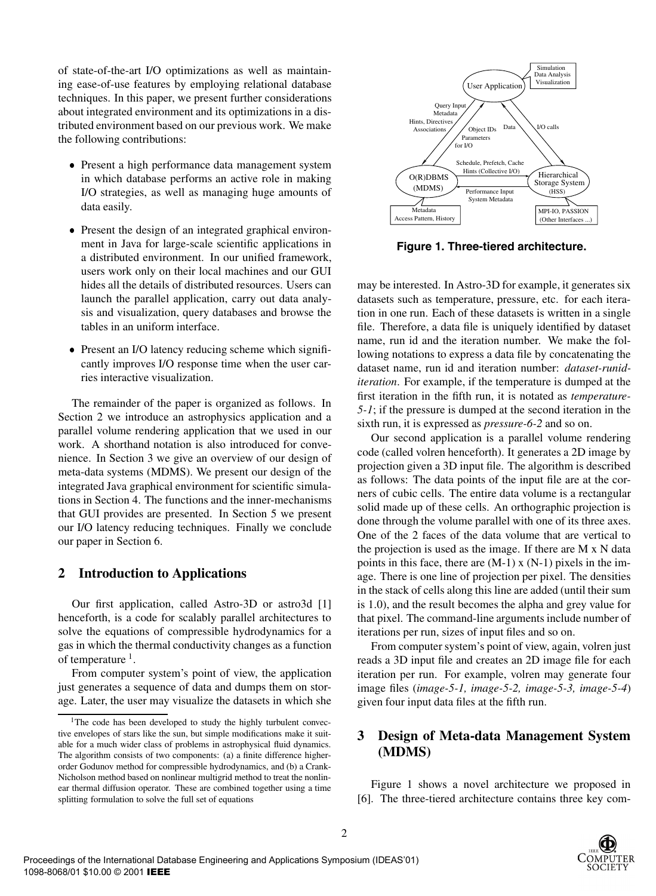of state-of-the-art I/O optimizations as well as maintaining ease-of-use features by employing relational database techniques. In this paper, we present further considerations about integrated environment and its optimizations in a distributed environment based on our previous work. We make the following contributions:

- Present a high performance data management system in which database performs an active role in making I/O strategies, as well as managing huge amounts of data easily.
- Present the design of an integrated graphical environment in Java for large-scale scientific applications in a distributed environment. In our unified framework, users work only on their local machines and our GUI hides all the details of distributed resources. Users can launch the parallel application, carry out data analysis and visualization, query databases and browse the tables in an uniform interface.
- Present an I/O latency reducing scheme which significantly improves I/O response time when the user carries interactive visualization.

The remainder of the paper is organized as follows. In Section 2 we introduce an astrophysics application and a parallel volume rendering application that we used in our work. A shorthand notation is also introduced for convenience. In Section 3 we give an overview of our design of meta-data systems (MDMS). We present our design of the integrated Java graphical environment for scientific simulations in Section 4. The functions and the inner-mechanisms that GUI provides are presented. In Section 5 we present our I/O latency reducing techniques. Finally we conclude our paper in Section 6.

## 2 Introduction to Applications

Our first application, called Astro-3D or astro3d [1] henceforth, is a code for scalably parallel architectures to solve the equations of compressible hydrodynamics for a gas in which the thermal conductivity changes as a function of temperature [1].

From computer system's point of view, the application just generates a sequence of data and dumps them on storage. Later, the user may visualize the datasets in which she may be interested. In Astro-3D for example, it generates six datasets such as temperature, pressure, etc. for each iteration in one run. Each of these datasets is written in a single file. Therefore, a data file is uniquely identified by dataset name, run id and the iteration number. We make the following notations to express a data file by concatenating the dataset name, run id and iteration number: *dataset-runid-iteration*. For example, if the temperature is dumped at the first iteration in the fifth run, it is notated as *temperature-5-1*; if the pressure is dumped at the second iteration in the sixth run, it is expressed as *pressure-6-2* and so on.

Our second application is a parallel volume rendering code (called volren henceforth). It generates a 2D image by projection given a 3D input file. The algorithm is described as follows: The data points of the input file are at the corners of cubic cells. The entire data volume is a rectangular solid made up of these cells. An orthographic projection is done through the volume parallel with one of its three axes. One of the 2 faces of the data volume that are vertical to the projection is used as the image. If there are M x N data points in this face, there are (M-1) x (N-1) pixels in the image. There is one line of projection per pixel. The densities in the stack of cells along this line are added (until their sum is 1.0), and the result becomes the alpha and grey value for that pixel. The command-line arguments include number of iterations per run, sizes of input files and so on.

From computer system's point of view, again, volren just reads a 3D input file and creates an 2D image file for each iteration per run. For example, volren may generate four image files (*image-5-1, image-5-2, image-5-3, image-5-4*) given four input data files at the fifth run.

[1] The code has been developed to study the highly turbulent convective envelopes of stars like the sun, but simple modifications make it suitable for a much wider class of problems in astrophysical fluid dynamics. The algorithm consists of two components: (a) a finite difference higher-order Godunov method for compressible hydrodynamics, and (b) a Crank-Nicholson method based on nonlinear multigrid method to treat the nonlinear thermal diffusion operator. These are combined together using a time splitting formulation to solve the full set of equations

**Figure 1. Three-tiered architecture.**

## 3 Design of Meta-data Management System (MDMS)

Figure 1 shows a novel architecture we proposed in [6]. The three-tiered architecture contains three key com-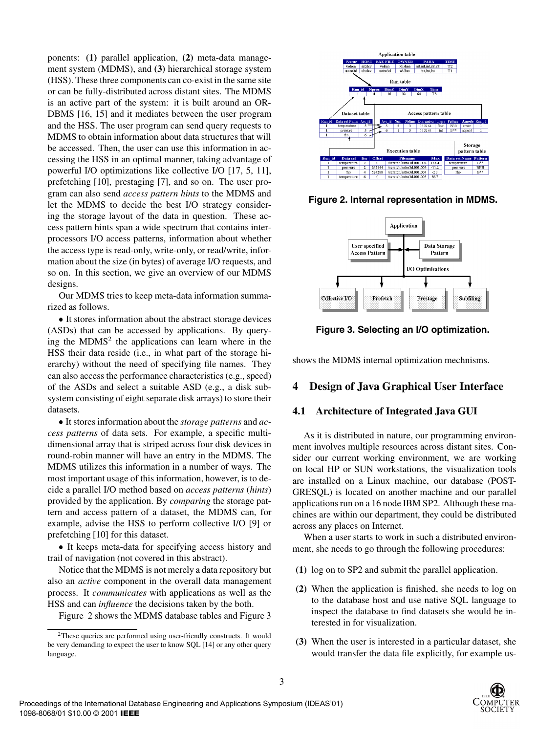ponents: **(1)** parallel application, **(2)** meta-data management system (MDMS), and **(3)** hierarchical storage system (HSS). These three components can co-exist in the same site or can be fully-distributed across distant sites. The MDMS is an active part of the system: it is built around an OR-DBMS [16, 15] and it mediates between the user program and the HSS. The user program can send query requests to MDMS to obtain information about data structures that will be accessed. Then, the user can use this information in accessing the HSS in an optimal manner, taking advantage of powerful I/O optimizations like collective I/O [17, 5, 11], prefetching [10], prestaging [7], and so on. The user program can also send *access pattern hints* to the MDMS and let the MDMS to decide the best I/O strategy considering the storage layout of the data in question. These access pattern hints span a wide spectrum that contains inter-processors I/O access patterns, information about whether the access type is read-only, write-only, or read/write, information about the size (in bytes) of average I/O requests, and so on. In this section, we give an overview of our MDMS designs.

Our MDMS tries to keep meta-data information summarized as follows.

- It stores information about the abstract storage devices (ASDs) that can be accessed by applications. By querying the MDMS[2] the applications can learn where in the HSS their data reside (i.e., in what part of the storage hierarchy) without the need of specifying file names. They can also access the performance characteristics (e.g., speed) of the ASDs and select a suitable ASD (e.g., a disk subsystem consisting of eight separate disk arrays) to store their datasets.

- It stores information about the *storage patterns* and *access patterns* of data sets. For example, a specific multidimensional array that is striped across four disk devices in round-robin manner will have an entry in the MDMS. The MDMS utilizes this information in a number of ways. The most important usage of this information, however, is to decide a parallel I/O method based on *access patterns* (*hints*) provided by the application. By *comparing* the storage pattern and access pattern of a dataset, the MDMS can, for example, advise the HSS to perform collective I/O [9] or prefetching [10] for this dataset.

- It keeps meta-data for specifying access history and trail of navigation (not covered in this abstract).

Notice that the MDMS is not merely a data repository but also an *active* component in the overall data management process. It *communicates* with applications as well as the HSS and can *influence* the decisions taken by the both.

Figure 2 shows the MDMS database tables and Figure 3 shows the MDMS internal optimization mechnisms.

Figure 2. Internal representation in MDMS.

Figure 3. Selecting an I/O optimization.

## 4 Design of Java Graphical User Interface

### 4.1 Architecture of Integrated Java GUI

As it is distributed in nature, our programming environment involves multiple resources across distant sites. Consider our current working environment, we are working on local HP or SUN workstations, the visualization tools are installed on a Linux machine, our database (POSTGRESQL) is located on another machine and our parallel applications run on a 16 node IBM SP2. Although these machines are within our department, they could be distributed across any places on Internet.

When a user starts to work in such a distributed environment, she needs to go through the following procedures:

**(1)** log on to SP2 and submit the parallel application.

**(2)** When the application is finished, she needs to log on to the database host and use native SQL language to inspect the database to find datasets she would be interested in for visualization.

**(3)** When the user is interested in a particular dataset, she would transfer the data file explicitly, for example us-

[2] These queries are performed using user-friendly constructs. It would be very demanding to expect the user to know SQL [14] or any other query language.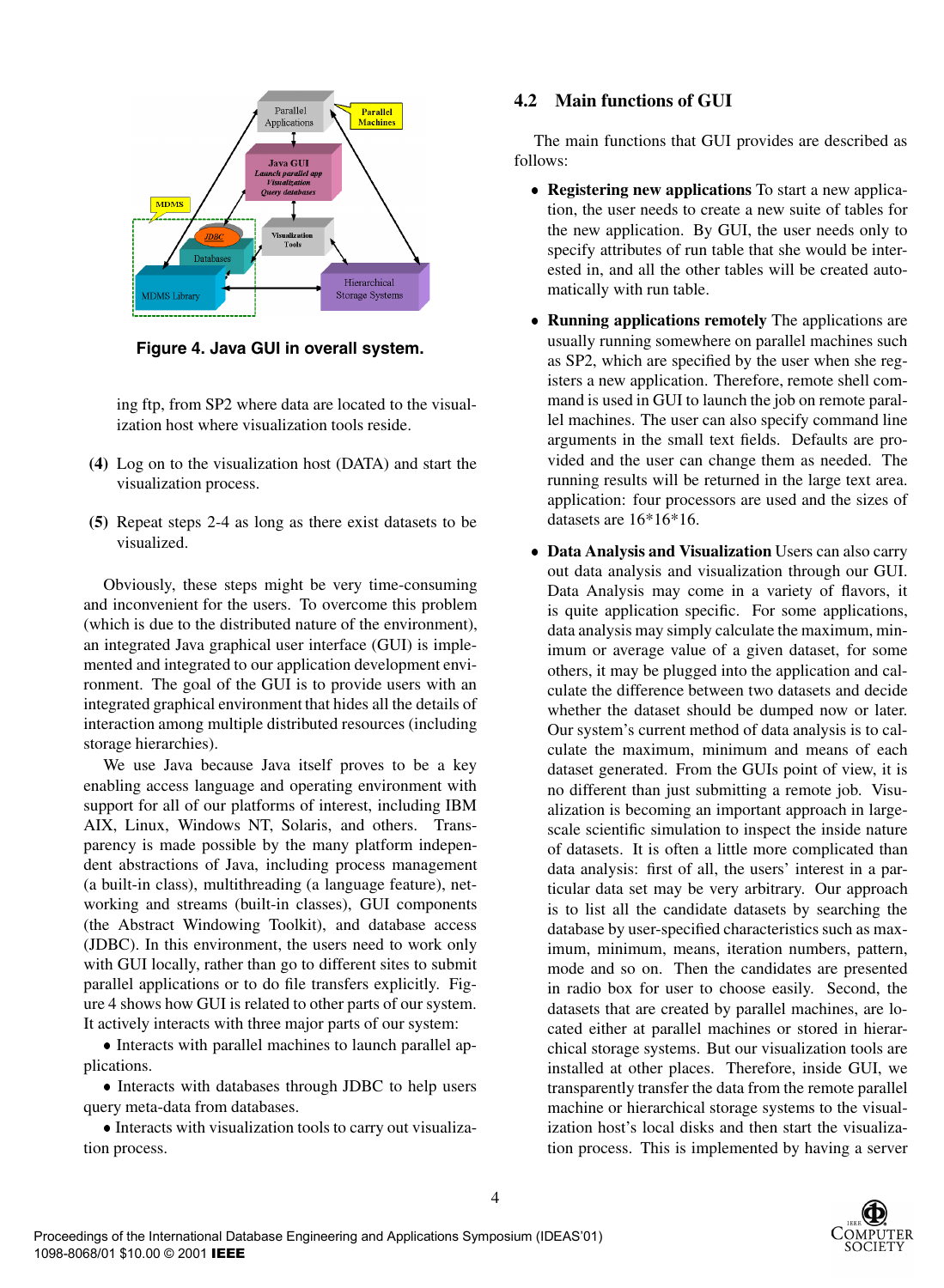Figure 4. Java GUI in overall system.

ing ftp, from SP2 where data are located to the visualization host where visualization tools reside.

**(4)** Log on to the visualization host (DATA) and start the visualization process.

**(5)** Repeat steps 2-4 as long as there exist datasets to be visualized.

Obviously, these steps might be very time-consuming and inconvenient for the users. To overcome this problem (which is due to the distributed nature of the environment), an integrated Java graphical user interface (GUI) is implemented and integrated to our application development environment. The goal of the GUI is to provide users with an integrated graphical environment that hides all the details of interaction among multiple distributed resources (including storage hierarchies).

We use Java because Java itself proves to be a key enabling access language and operating environment with support for all of our platforms of interest, including IBM AIX, Linux, Windows NT, Solaris, and others. Transparency is made possible by the many platform independent abstractions of Java, including process management (a built-in class), multithreading (a language feature), networking and streams (built-in classes), GUI components (the Abstract Windowing Toolkit), and database access (JDBC). In this environment, the users need to work only with GUI locally, rather than go to different sites to submit parallel applications or to do file transfers explicitly. Figure 4 shows how GUI is related to other parts of our system. It actively interacts with three major parts of our system:

- Interacts with parallel machines to launch parallel applications.
- Interacts with databases through JDBC to help users query meta-data from databases.
- Interacts with visualization tools to carry out visualization process.

## 4.2 Main functions of GUI

The main functions that GUI provides are described as follows:

- **Registering new applications** To start a new application, the user needs to create a new suite of tables for the new application. By GUI, the user needs only to specify attributes of run table that she would be interested in, and all the other tables will be created automatically with run table.

- **Running applications remotely** The applications are usually running somewhere on parallel machines such as SP2, which are specified by the user when she registers a new application. Therefore, remote shell command is used in GUI to launch the job on remote parallel machines. The user can also specify command line arguments in the small text fields. Defaults are provided and the user can change them as needed. The running results will be returned in the large text area. application: four processors are used and the sizes of datasets are 16\*16\*16.

- **Data Analysis and Visualization** Users can also carry out data analysis and visualization through our GUI. Data Analysis may come in a variety of flavors, it is quite application specific. For some applications, data analysis may simply calculate the maximum, minimum or average value of a given dataset, for some others, it may be plugged into the application and calculate the difference between two datasets and decide whether the dataset should be dumped now or later. Our system's current method of data analysis is to calculate the maximum, minimum and means of each dataset generated. From the GUIs point of view, it is no different than just submitting a remote job. Visualization is becoming an important approach in large-scale scientific simulation to inspect the inside nature of datasets. It is often a little more complicated than data analysis: first of all, the users' interest in a particular data set may be very arbitrary. Our approach is to list all the candidate datasets by searching the database by user-specified characteristics such as maximum, minimum, means, iteration numbers, pattern, mode and so on. Then the candidates are presented in radio box for user to choose easily. Second, the datasets that are created by parallel machines, are located either at parallel machines or stored in hierarchical storage systems. But our visualization tools are installed at other places. Therefore, inside GUI, we transparently transfer the data from the remote parallel machine or hierarchical storage systems to the visualization host's local disks and then start the visualization process. This is implemented by having a server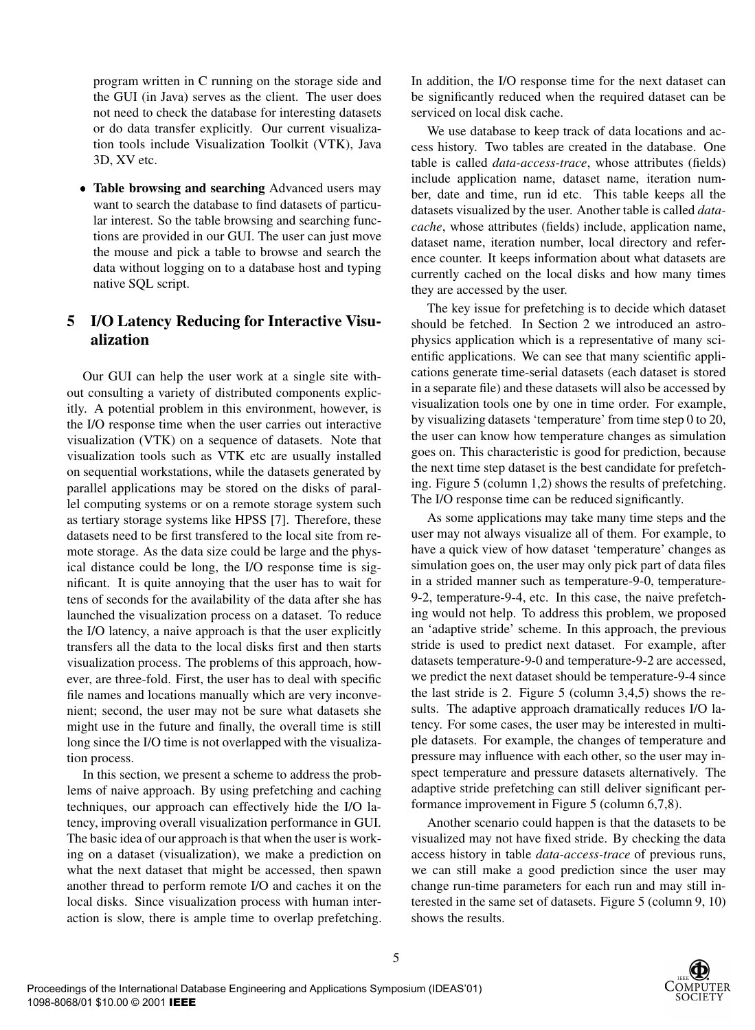program written in C running on the storage side and the GUI (in Java) serves as the client. The user does not need to check the database for interesting datasets or do data transfer explicitly. Our current visualization tools include Visualization Toolkit (VTK), Java 3D, XV etc.

- **Table browsing and searching** Advanced users may want to search the database to find datasets of particular interest. So the table browsing and searching functions are provided in our GUI. The user can just move the mouse and pick a table to browse and search the data without logging on to a database host and typing native SQL script.

## 5 I/O Latency Reducing for Interactive Visualization

Our GUI can help the user work at a single site without consulting a variety of distributed components explicitly. A potential problem in this environment, however, is the I/O response time when the user carries out interactive visualization (VTK) on a sequence of datasets. Note that visualization tools such as VTK etc are usually installed on sequential workstations, while the datasets generated by parallel applications may be stored on the disks of parallel computing systems or on a remote storage system such as tertiary storage systems like HPSS [7]. Therefore, these datasets need to be first transfered to the local site from remote storage. As the data size could be large and the physical distance could be long, the I/O response time is significant. It is quite annoying that the user has to wait for tens of seconds for the availability of the data after she has launched the visualization process on a dataset. To reduce the I/O latency, a naive approach is that the user explicitly transfers all the data to the local disks first and then starts visualization process. The problems of this approach, however, are three-fold. First, the user has to deal with specific file names and locations manually which are very inconvenient; second, the user may not be sure what datasets she might use in the future and finally, the overall time is still long since the I/O time is not overlapped with the visualization process.

In this section, we present a scheme to address the problems of naive approach. By using prefetching and caching techniques, our approach can effectively hide the I/O latency, improving overall visualization performance in GUI. The basic idea of our approach is that when the user is working on a dataset (visualization), we make a prediction on what the next dataset that might be accessed, then spawn another thread to perform remote I/O and caches it on the local disks. Since visualization process with human interaction is slow, there is ample time to overlap prefetching. In addition, the I/O response time for the next dataset can be significantly reduced when the required dataset can be serviced on local disk cache.

We use database to keep track of data locations and access history. Two tables are created in the database. One table is called *data-access-trace*, whose attributes (fields) include application name, dataset name, iteration number, date and time, run id etc. This table keeps all the datasets visualized by the user. Another table is called *data-cache*, whose attributes (fields) include, application name, dataset name, iteration number, local directory and reference counter. It keeps information about what datasets are currently cached on the local disks and how many times they are accessed by the user.

The key issue for prefetching is to decide which dataset should be fetched. In Section 2 we introduced an astrophysics application which is a representative of many scientific applications. We can see that many scientific applications generate time-serial datasets (each dataset is stored in a separate file) and these datasets will also be accessed by visualization tools one by one in time order. For example, by visualizing datasets 'temperature' from time step 0 to 20, the user can know how temperature changes as simulation goes on. This characteristic is good for prediction, because the next time step dataset is the best candidate for prefetching. Figure 5 (column 1,2) shows the results of prefetching. The I/O response time can be reduced significantly.

As some applications may take many time steps and the user may not always visualize all of them. For example, to have a quick view of how dataset 'temperature' changes as simulation goes on, the user may only pick part of data files in a strided manner such as temperature-9-0, temperature-9-2, temperature-9-4, etc. In this case, the naive prefetching would not help. To address this problem, we proposed an 'adaptive stride' scheme. In this approach, the previous stride is used to predict next dataset. For example, after datasets temperature-9-0 and temperature-9-2 are accessed, we predict the next dataset should be temperature-9-4 since the last stride is 2. Figure 5 (column 3,4,5) shows the results. The adaptive approach dramatically reduces I/O latency. For some cases, the user may be interested in multiple datasets. For example, the changes of temperature and pressure may influence with each other, so the user may inspect temperature and pressure datasets alternatively. The adaptive stride prefetching can still deliver significant performance improvement in Figure 5 (column 6,7,8).

Another scenario could happen is that the datasets to be visualized may not have fixed stride. By checking the data access history in table *data-access-trace* of previous runs, we can still make a good prediction since the user may change run-time parameters for each run and may still interested in the same set of datasets. Figure 5 (column 9, 10) shows the results.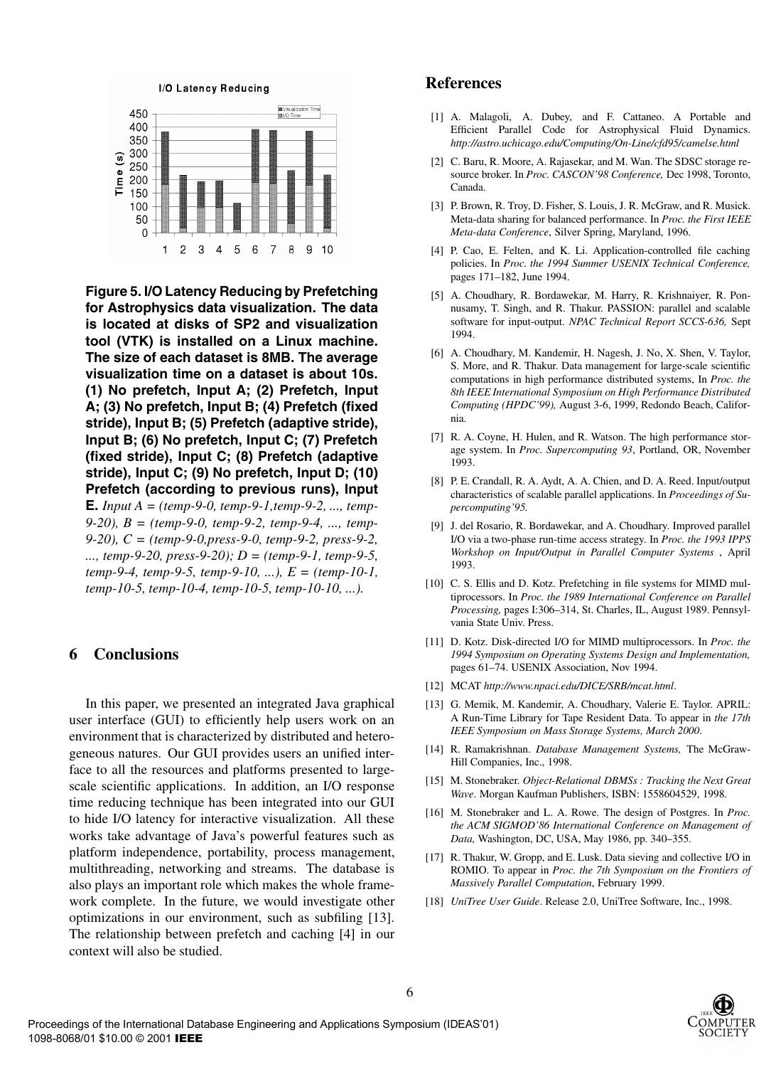I/O Latency Reducing

Visualization Time
I/O Time

Time (s)

450
400
350
300
250
200
150
100
50
0

1 2 3 4 5 6 7 8 9 10

**Figure 5. I/O Latency Reducing by Prefetching for Astrophysics data visualization. The data is located at disks of SP2 and visualization tool (VTK) is installed on a Linux machine. The size of each dataset is 8MB. The average visualization time on a dataset is about 10s. (1) No prefetch, Input A; (2) Prefetch, Input A; (3) No prefetch, Input B; (4) Prefetch (fixed stride), Input B; (5) Prefetch (adaptive stride), Input B; (6) No prefetch, Input C; (7) Prefetch (fixed stride), Input C; (8) Prefetch (adaptive stride), Input C; (9) No prefetch, Input D; (10) Prefetch (according to previous runs), Input E.** *Input A = (temp-9-0, temp-9-1,temp-9-2, ..., temp-9-20), B = (temp-9-0, temp-9-2, temp-9-4, ..., temp-9-20), C = (temp-9-0,press-9-0, temp-9-2, press-9-2, ..., temp-9-20, press-9-20); D = (temp-9-1, temp-9-5, temp-9-4, temp-9-5, temp-9-10, ...), E = (temp-10-1, temp-10-5, temp-10-4, temp-10-5, temp-10-10, ...).*

## 6 Conclusions

In this paper, we presented an integrated Java graphical user interface (GUI) to efficiently help users work on an environment that is characterized by distributed and heterogeneous natures. Our GUI provides users an unified interface to all the resources and platforms presented to large-scale scientific applications. In addition, an I/O response time reducing technique has been integrated into our GUI to hide I/O latency for interactive visualization. All these works take advantage of Java's powerful features such as platform independence, portability, process management, multithreading, networking and streams. The database is also plays an important role which makes the whole framework complete. In the future, we would investigate other optimizations in our environment, such as subfiling [13]. The relationship between prefetch and caching [4] in our context will also be studied.

## References

[1] A. Malagoli, A. Dubey, and F. Cattaneo. A Portable and Efficient Parallel Code for Astrophysical Fluid Dynamics. *http://astro.uchicago.edu/Computing/On-Line/cfd95/camelse.html*

[2] C. Baru, R. Moore, A. Rajasekar, and M. Wan. The SDSC storage resource broker. In *Proc. CASCON'98 Conference,* Dec 1998, Toronto, Canada.

[3] P. Brown, R. Troy, D. Fisher, S. Louis, J. R. McGraw, and R. Musick. Meta-data sharing for balanced performance. In *Proc. the First IEEE Meta-data Conference*, Silver Spring, Maryland, 1996.

[4] P. Cao, E. Felten, and K. Li. Application-controlled file caching policies. In *Proc. the 1994 Summer USENIX Technical Conference,* pages 171–182, June 1994.

[5] A. Choudhary, R. Bordawekar, M. Harry, R. Krishnaiyer, R. Ponnusamy, T. Singh, and R. Thakur. PASSION: parallel and scalable software for input-output. *NPAC Technical Report SCCS-636,* Sept 1994.

[6] A. Choudhary, M. Kandemir, H. Nagesh, J. No, X. Shen, V. Taylor, S. More, and R. Thakur. Data management for large-scale scientific computations in high performance distributed systems, In *Proc. the 8th IEEE International Symposium on High Performance Distributed Computing (HPDC'99),* August 3-6, 1999, Redondo Beach, California.

[7] R. A. Coyne, H. Hulen, and R. Watson. The high performance storage system. In *Proc. Supercomputing 93*, Portland, OR, November 1993.

[8] P. E. Crandall, R. A. Aydt, A. A. Chien, and D. A. Reed. Input/output characteristics of scalable parallel applications. In *Proceedings of Supercomputing'95.*

[9] J. del Rosario, R. Bordawekar, and A. Choudhary. Improved parallel I/O via a two-phase run-time access strategy. In *Proc. the 1993 IPPS Workshop on Input/Output in Parallel Computer Systems* , April 1993.

[10] C. S. Ellis and D. Kotz. Prefetching in file systems for MIMD multiprocessors. In *Proc. the 1989 International Conference on Parallel Processing,* pages I:306–314, St. Charles, IL, August 1989. Pennsylvania State Univ. Press.

[11] D. Kotz. Disk-directed I/O for MIMD multiprocessors. In *Proc. the 1994 Symposium on Operating Systems Design and Implementation,* pages 61–74. USENIX Association, Nov 1994.

[12] MCAT *http://www.npaci.edu/DICE/SRB/mcat.html*.

[13] G. Memik, M. Kandemir, A. Choudhary, Valerie E. Taylor. APRIL: A Run-Time Library for Tape Resident Data. To appear in *the 17th IEEE Symposium on Mass Storage Systems, March 2000.*

[14] R. Ramakrishnan. *Database Management Systems,* The McGraw-Hill Companies, Inc., 1998.

[15] M. Stonebraker. *Object-Relational DBMSs : Tracking the Next Great Wave*. Morgan Kaufman Publishers, ISBN: 1558604529, 1998.

[16] M. Stonebraker and L. A. Rowe. The design of Postgres. In *Proc. the ACM SIGMOD'86 International Conference on Management of Data,* Washington, DC, USA, May 1986, pp. 340–355.

[17] R. Thakur, W. Gropp, and E. Lusk. Data sieving and collective I/O in ROMIO. To appear in *Proc. the 7th Symposium on the Frontiers of Massively Parallel Computation*, February 1999.

[18] *UniTree User Guide*. Release 2.0, UniTree Software, Inc., 1998.